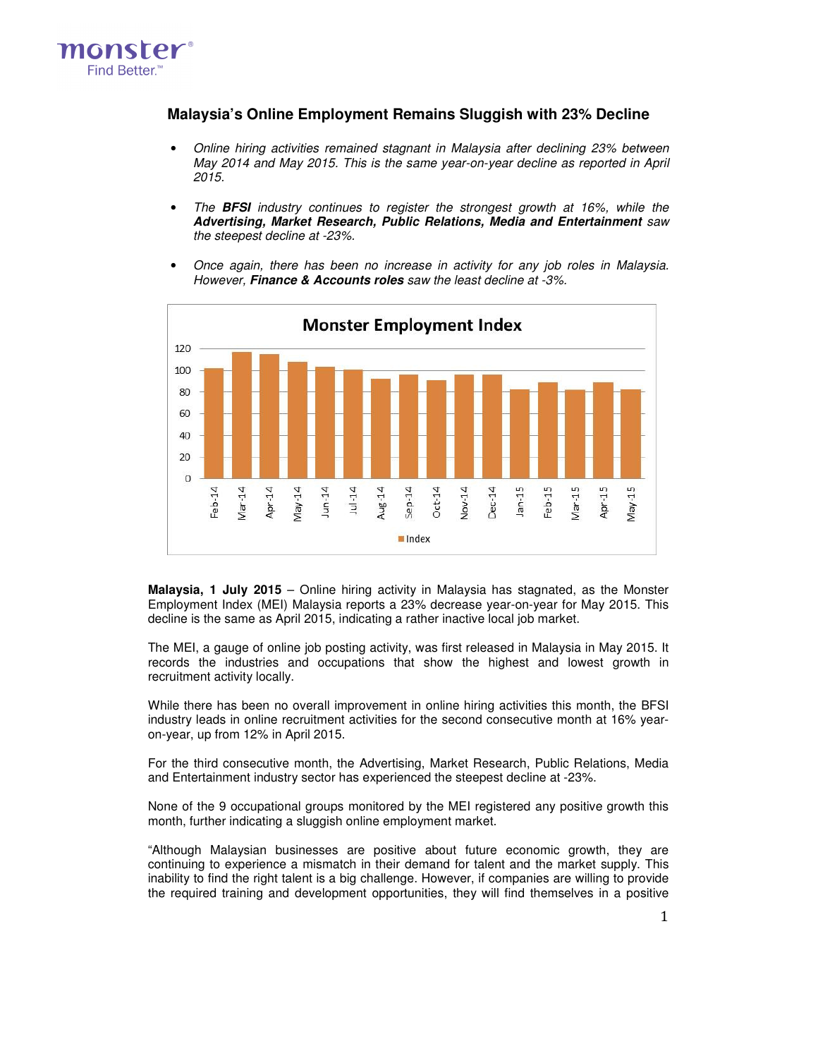# Malaysia's Online Employment Remains Sluggish with 23% Decline

- *Online hiring activities remained stagnant in Malaysia after declining 23% between May 2014 and May 2015. This is the same year-on-year decline as reported in April 2015.*
- *The **BFSI** industry continues to register the strongest growth at 16%, while the **Advertising, Market Research, Public Relations, Media and Entertainment** saw the steepest decline at -23%.*
- *Once again, there has been no increase in activity for any job roles in Malaysia. However, **Finance & Accounts roles** saw the least decline at -3%.*

**Malaysia, 1 July 2015** – Online hiring activity in Malaysia has stagnated, as the Monster Employment Index (MEI) Malaysia reports a 23% decrease year-on-year for May 2015. This decline is the same as April 2015, indicating a rather inactive local job market.

The MEI, a gauge of online job posting activity, was first released in Malaysia in May 2015. It records the industries and occupations that show the highest and lowest growth in recruitment activity locally.

While there has been no overall improvement in online hiring activities this month, the BFSI industry leads in online recruitment activities for the second consecutive month at 16% year-on-year, up from 12% in April 2015.

For the third consecutive month, the Advertising, Market Research, Public Relations, Media and Entertainment industry sector has experienced the steepest decline at -23%.

None of the 9 occupational groups monitored by the MEI registered any positive growth this month, further indicating a sluggish online employment market.

"Although Malaysian businesses are positive about future economic growth, they are continuing to experience a mismatch in their demand for talent and the market supply. This inability to find the right talent is a big challenge. However, if companies are willing to provide the required training and development opportunities, they will find themselves in a positive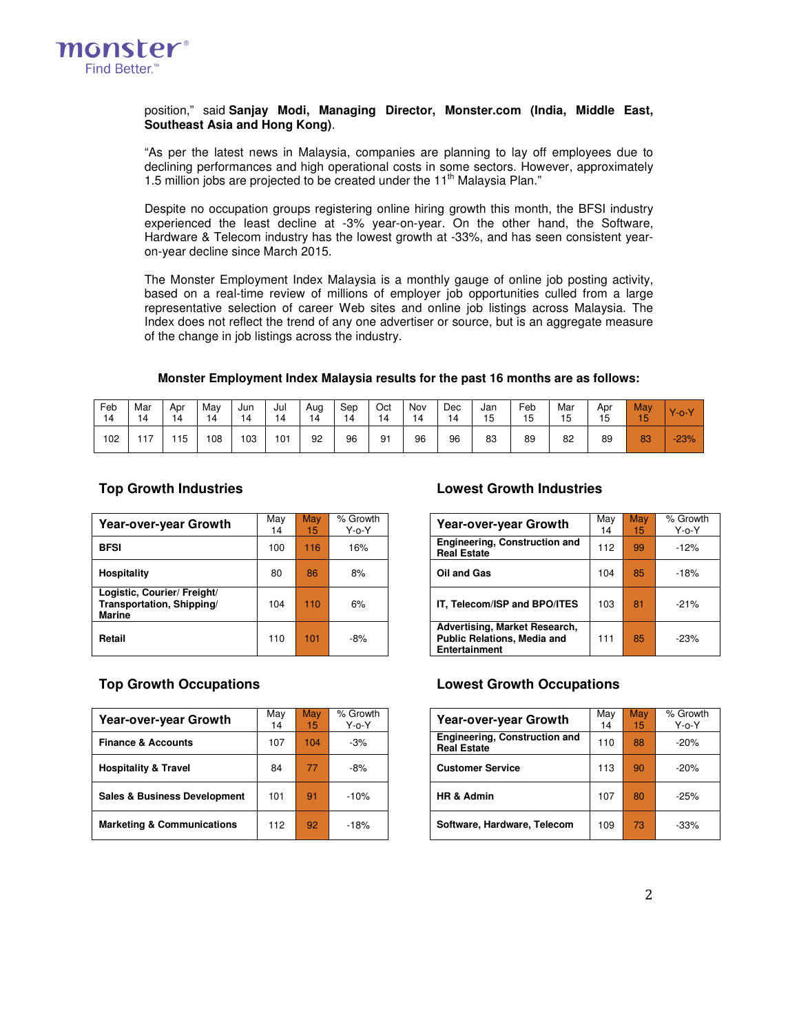position," said **Sanjay Modi, Managing Director, Monster.com (India, Middle East, Southeast Asia and Hong Kong)**.

"As per the latest news in Malaysia, companies are planning to lay off employees due to declining performances and high operational costs in some sectors. However, approximately 1.5 million jobs are projected to be created under the 11th Malaysia Plan."

Despite no occupation groups registering online hiring growth this month, the BFSI industry experienced the least decline at -3% year-on-year. On the other hand, the Software, Hardware & Telecom industry has the lowest growth at -33%, and has seen consistent year-on-year decline since March 2015.

The Monster Employment Index Malaysia is a monthly gauge of online job posting activity, based on a real-time review of millions of employer job opportunities culled from a large representative selection of career Web sites and online job listings across Malaysia. The Index does not reflect the trend of any one advertiser or source, but is an aggregate measure of the change in job listings across the industry.

**Monster Employment Index Malaysia results for the past 16 months are as follows:**

| Feb 14 | Mar 14 | Apr 14 | May 14 | Jun 14 | Jul 14 | Aug 14 | Sep 14 | Oct 14 | Nov 14 | Dec 14 | Jan 15 | Feb 15 | Mar 15 | Apr 15 | May 15 | Y-o-Y |
|---|---|---|---|---|---|---|---|---|---|---|---|---|---|---|---|---|
| 102 | 117 | 115 | 108 | 103 | 101 | 92 | 96 | 91 | 96 | 96 | 83 | 89 | 82 | 89 | 83 | -23% |

### Top Growth Industries

| Year-over-year Growth | May 14 | May 15 | % Growth Y-o-Y |
|---|---|---|---|
| **BFSI** | 100 | 116 | 16% |
| **Hospitality** | 80 | 86 | 8% |
| **Logistic, Courier/ Freight/ Transportation, Shipping/ Marine** | 104 | 110 | 6% |
| **Retail** | 110 | 101 | -8% |

### Lowest Growth Industries

| Year-over-year Growth | May 14 | May 15 | % Growth Y-o-Y |
|---|---|---|---|
| **Engineering, Construction and Real Estate** | 112 | 99 | -12% |
| **Oil and Gas** | 104 | 85 | -18% |
| **IT, Telecom/ISP and BPO/ITES** | 103 | 81 | -21% |
| **Advertising, Market Research, Public Relations, Media and Entertainment** | 111 | 85 | -23% |

### Top Growth Occupations

| Year-over-year Growth | May 14 | May 15 | % Growth Y-o-Y |
|---|---|---|---|
| **Finance & Accounts** | 107 | 104 | -3% |
| **Hospitality & Travel** | 84 | 77 | -8% |
| **Sales & Business Development** | 101 | 91 | -10% |
| **Marketing & Communications** | 112 | 92 | -18% |

### Lowest Growth Occupations

| Year-over-year Growth | May 14 | May 15 | % Growth Y-o-Y |
|---|---|---|---|
| **Engineering, Construction and Real Estate** | 110 | 88 | -20% |
| **Customer Service** | 113 | 90 | -20% |
| **HR & Admin** | 107 | 80 | -25% |
| **Software, Hardware, Telecom** | 109 | 73 | -33% |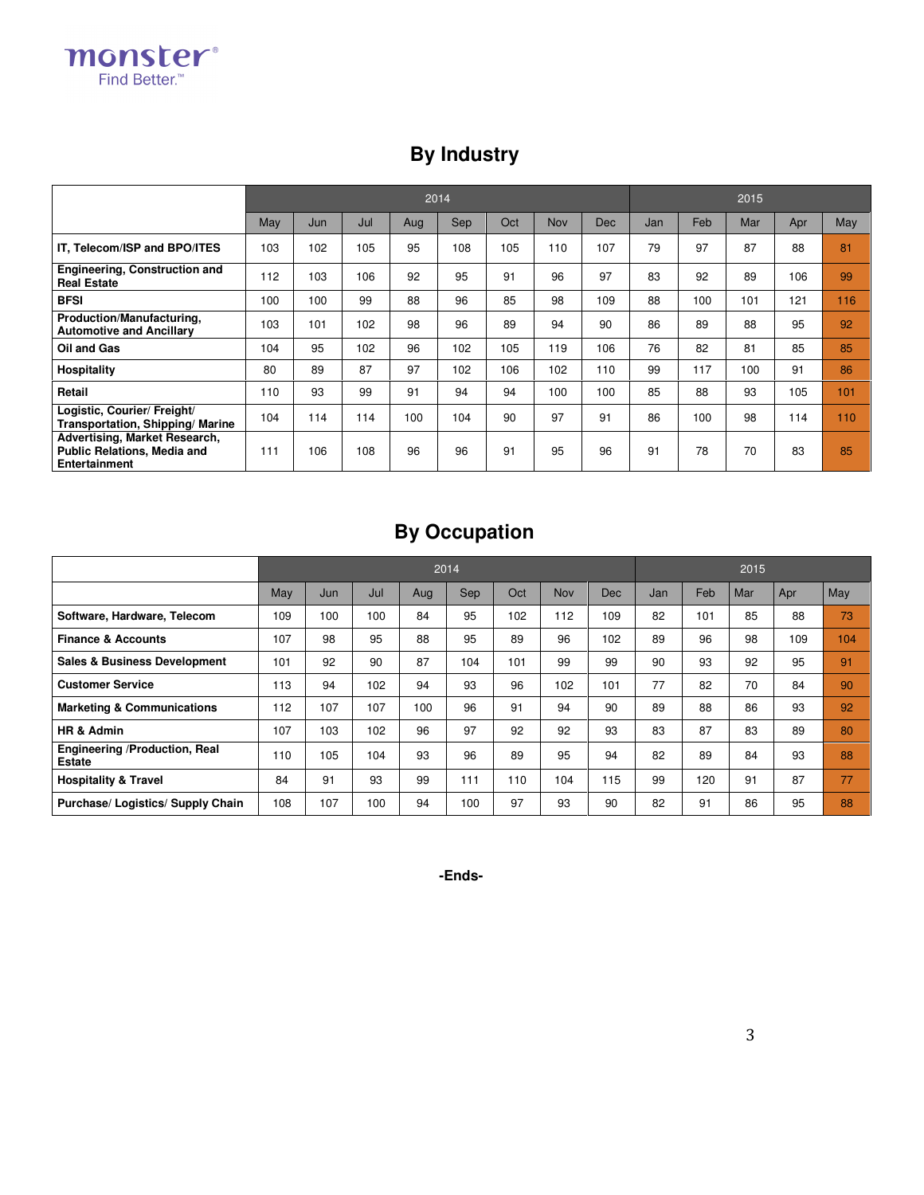## By Industry

| | 2014 | | | | | | | | 2015 | | | | |
|---|---|---|---|---|---|---|---|---|---|---|---|---|---|
| | May | Jun | Jul | Aug | Sep | Oct | Nov | Dec | Jan | Feb | Mar | Apr | May |
| **IT, Telecom/ISP and BPO/ITES** | 103 | 102 | 105 | 95 | 108 | 105 | 110 | 107 | 79 | 97 | 87 | 88 | 81 |
| **Engineering, Construction and Real Estate** | 112 | 103 | 106 | 92 | 95 | 91 | 96 | 97 | 83 | 92 | 89 | 106 | 99 |
| **BFSI** | 100 | 100 | 99 | 88 | 96 | 85 | 98 | 109 | 88 | 100 | 101 | 121 | 116 |
| **Production/Manufacturing, Automotive and Ancillary** | 103 | 101 | 102 | 98 | 96 | 89 | 94 | 90 | 86 | 89 | 88 | 95 | 92 |
| **Oil and Gas** | 104 | 95 | 102 | 96 | 102 | 105 | 119 | 106 | 76 | 82 | 81 | 85 | 85 |
| **Hospitality** | 80 | 89 | 87 | 97 | 102 | 106 | 102 | 110 | 99 | 117 | 100 | 91 | 86 |
| **Retail** | 110 | 93 | 99 | 91 | 94 | 94 | 100 | 100 | 85 | 88 | 93 | 105 | 101 |
| **Logistic, Courier/ Freight/ Transportation, Shipping/ Marine** | 104 | 114 | 114 | 100 | 104 | 90 | 97 | 91 | 86 | 100 | 98 | 114 | 110 |
| **Advertising, Market Research, Public Relations, Media and Entertainment** | 111 | 106 | 108 | 96 | 96 | 91 | 95 | 96 | 91 | 78 | 70 | 83 | 85 |

## By Occupation

| | 2014 | | | | | | | | 2015 | | | | |
|---|---|---|---|---|---|---|---|---|---|---|---|---|---|
| | May | Jun | Jul | Aug | Sep | Oct | Nov | Dec | Jan | Feb | Mar | Apr | May |
| **Software, Hardware, Telecom** | 109 | 100 | 100 | 84 | 95 | 102 | 112 | 109 | 82 | 101 | 85 | 88 | 73 |
| **Finance & Accounts** | 107 | 98 | 95 | 88 | 95 | 89 | 96 | 102 | 89 | 96 | 98 | 109 | 104 |
| **Sales & Business Development** | 101 | 92 | 90 | 87 | 104 | 101 | 99 | 99 | 90 | 93 | 92 | 95 | 91 |
| **Customer Service** | 113 | 94 | 102 | 94 | 93 | 96 | 102 | 101 | 77 | 82 | 70 | 84 | 90 |
| **Marketing & Communications** | 112 | 107 | 107 | 100 | 96 | 91 | 94 | 90 | 89 | 88 | 86 | 93 | 92 |
| **HR & Admin** | 107 | 103 | 102 | 96 | 97 | 92 | 92 | 93 | 83 | 87 | 83 | 89 | 80 |
| **Engineering /Production, Real Estate** | 110 | 105 | 104 | 93 | 96 | 89 | 95 | 94 | 82 | 89 | 84 | 93 | 88 |
| **Hospitality & Travel** | 84 | 91 | 93 | 99 | 111 | 110 | 104 | 115 | 99 | 120 | 91 | 87 | 77 |
| **Purchase/ Logistics/ Supply Chain** | 108 | 107 | 100 | 94 | 100 | 97 | 93 | 90 | 82 | 91 | 86 | 95 | 88 |

**-Ends-**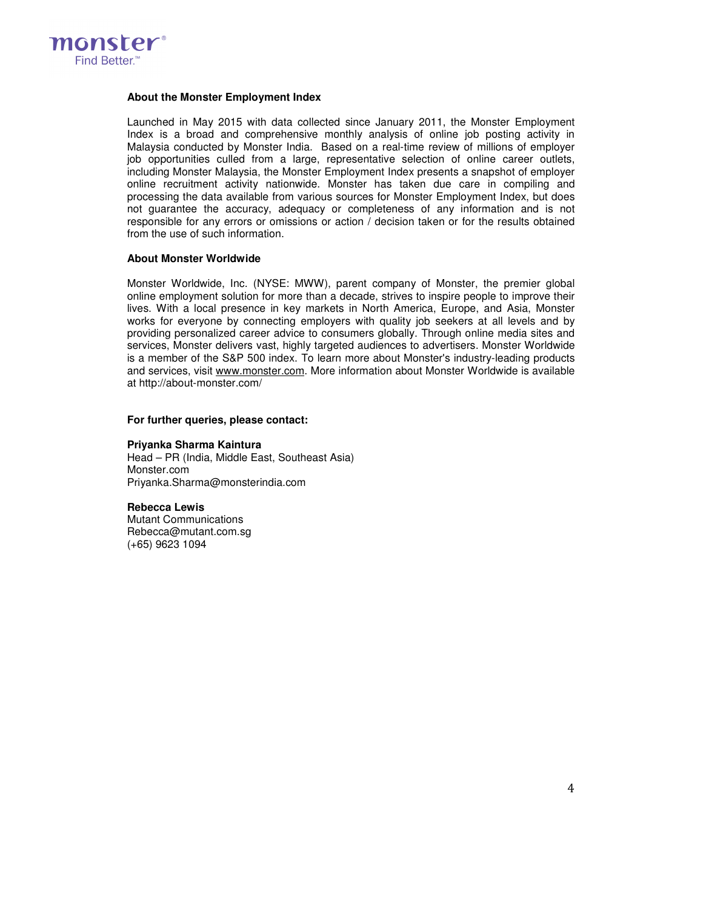**About the Monster Employment Index**

Launched in May 2015 with data collected since January 2011, the Monster Employment Index is a broad and comprehensive monthly analysis of online job posting activity in Malaysia conducted by Monster India. Based on a real-time review of millions of employer job opportunities culled from a large, representative selection of online career outlets, including Monster Malaysia, the Monster Employment Index presents a snapshot of employer online recruitment activity nationwide. Monster has taken due care in compiling and processing the data available from various sources for Monster Employment Index, but does not guarantee the accuracy, adequacy or completeness of any information and is not responsible for any errors or omissions or action / decision taken or for the results obtained from the use of such information.

**About Monster Worldwide**

Monster Worldwide, Inc. (NYSE: MWW), parent company of Monster, the premier global online employment solution for more than a decade, strives to inspire people to improve their lives. With a local presence in key markets in North America, Europe, and Asia, Monster works for everyone by connecting employers with quality job seekers at all levels and by providing personalized career advice to consumers globally. Through online media sites and services, Monster delivers vast, highly targeted audiences to advertisers. Monster Worldwide is a member of the S&P 500 index. To learn more about Monster's industry-leading products and services, visit www.monster.com. More information about Monster Worldwide is available at http://about-monster.com/

**For further queries, please contact:**

**Priyanka Sharma Kaintura**
Head – PR (India, Middle East, Southeast Asia)
Monster.com
Priyanka.Sharma@monsterindia.com

**Rebecca Lewis**
Mutant Communications
Rebecca@mutant.com.sg
(+65) 9623 1094